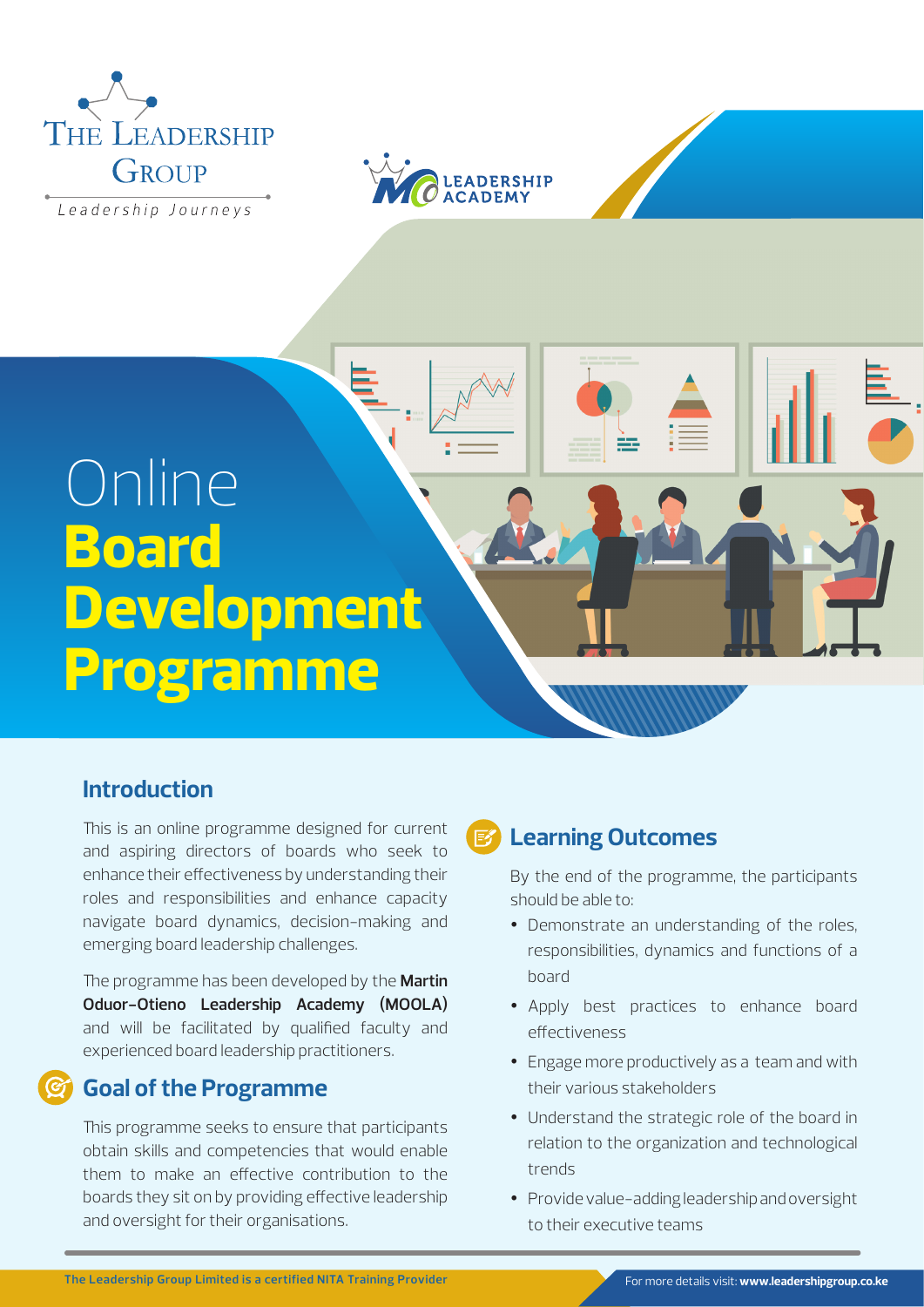The Leadership Group

Leadership Journeys

MOO Leadership Academy

# Online Board Development Programme

## Introduction

This is an online programme designed for current and aspiring directors of boards who seek to enhance their effectiveness by understanding their roles and responsibilities and enhance capacity navigate board dynamics, decision-making and emerging board leadership challenges.

The programme has been developed by the **Martin Oduor-Otieno Leadership Academy (MOOLA)** and will be facilitated by qualified faculty and experienced board leadership practitioners.

## Goal of the Programme

This programme seeks to ensure that participants obtain skills and competencies that would enable them to make an effective contribution to the boards they sit on by providing effective leadership and oversight for their organisations.

## Learning Outcomes

By the end of the programme, the participants should be able to:

- Demonstrate an understanding of the roles, responsibilities, dynamics and functions of a board
- Apply best practices to enhance board effectiveness
- Engage more productively as a team and with their various stakeholders
- Understand the strategic role of the board in relation to the organization and technological trends
- Provide value-adding leadership and oversight to their executive teams

The Leadership Group Limited is a certified NITA Training Provider

For more details visit: **www.leadershipgroup.co.ke**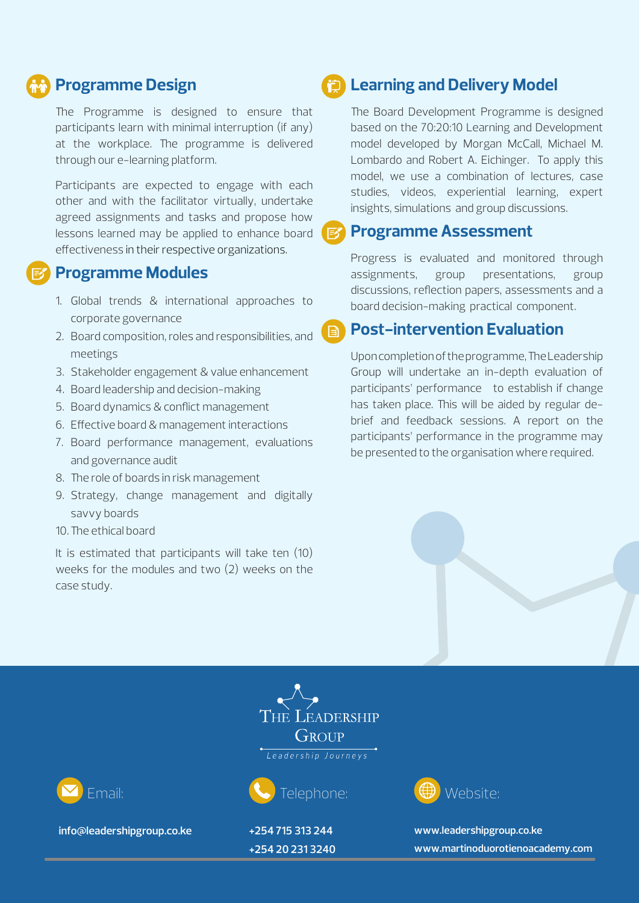## Programme Design

The Programme is designed to ensure that participants learn with minimal interruption (if any) at the workplace. The programme is delivered through our e-learning platform.

Participants are expected to engage with each other and with the facilitator virtually, undertake agreed assignments and tasks and propose how lessons learned may be applied to enhance board effectiveness in their respective organizations.

## Programme Modules

1. Global trends & international approaches to corporate governance
2. Board composition, roles and responsibilities, and meetings
3. Stakeholder engagement & value enhancement
4. Board leadership and decision-making
5. Board dynamics & conflict management
6. Effective board & management interactions
7. Board performance management, evaluations and governance audit
8. The role of boards in risk management
9. Strategy, change management and digitally savvy boards
10. The ethical board

It is estimated that participants will take ten (10) weeks for the modules and two (2) weeks on the case study.

## Learning and Delivery Model

The Board Development Programme is designed based on the 70:20:10 Learning and Development model developed by Morgan McCall, Michael M. Lombardo and Robert A. Eichinger. To apply this model, we use a combination of lectures, case studies, videos, experiential learning, expert insights, simulations and group discussions.

## Programme Assessment

Progress is evaluated and monitored through assignments, group presentations, group discussions, reflection papers, assessments and a board decision-making practical component.

## Post-intervention Evaluation

Upon completion of the programme, The Leadership Group will undertake an in-depth evaluation of participants' performance to establish if change has taken place. This will be aided by regular de-brief and feedback sessions. A report on the participants' performance in the programme may be presented to the organisation where required.

THE LEADERSHIP GROUP
*Leadership Journeys*

Email:
**info@leadershipgroup.co.ke**

Telephone:
**+254 715 313 244**
**+254 20 231 3240**

Website:
**www.leadershipgroup.co.ke**
**www.martinoduorotienoacademy.com**